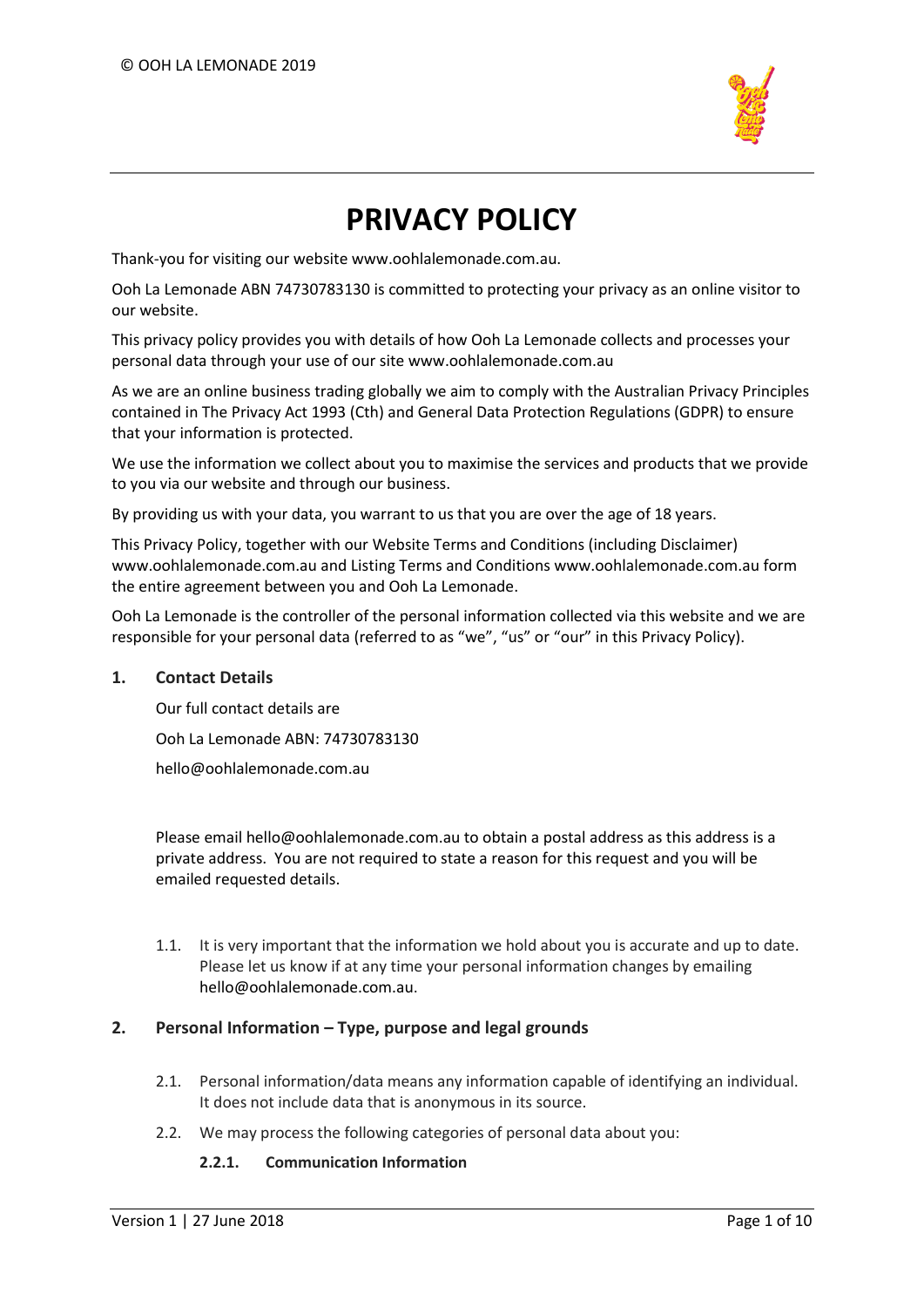# PRIVACY POLICY

Thank-you for visiting our website www.oohlalemonade.com.au.

Ooh La Lemonade ABN 74730783130 is committed to protecting your privacy as an online visitor to our website.

This privacy policy provides you with details of how Ooh La Lemonade collects and processes your personal data through your use of our site www.oohlalemonade.com.au

As we are an online business trading globally we aim to comply with the Australian Privacy Principles contained in The Privacy Act 1993 (Cth) and General Data Protection Regulations (GDPR) to ensure that your information is protected.

We use the information we collect about you to maximise the services and products that we provide to you via our website and through our business.

By providing us with your data, you warrant to us that you are over the age of 18 years.

This Privacy Policy, together with our Website Terms and Conditions (including Disclaimer) www.oohlalemonade.com.au and Listing Terms and Conditions www.oohlalemonade.com.au form the entire agreement between you and Ooh La Lemonade.

Ooh La Lemonade is the controller of the personal information collected via this website and we are responsible for your personal data (referred to as "we", "us" or "our" in this Privacy Policy).

## 1. Contact Details

Our full contact details are

Ooh La Lemonade ABN: 74730783130

hello@oohlalemonade.com.au

Please email hello@oohlalemonade.com.au to obtain a postal address as this address is a private address. You are not required to state a reason for this request and you will be emailed requested details.

1.1. It is very important that the information we hold about you is accurate and up to date. Please let us know if at any time your personal information changes by emailing hello@oohlalemonade.com.au.

## 2. Personal Information – Type, purpose and legal grounds

2.1. Personal information/data means any information capable of identifying an individual. It does not include data that is anonymous in its source.

2.2. We may process the following categories of personal data about you:

**2.2.1. Communication Information**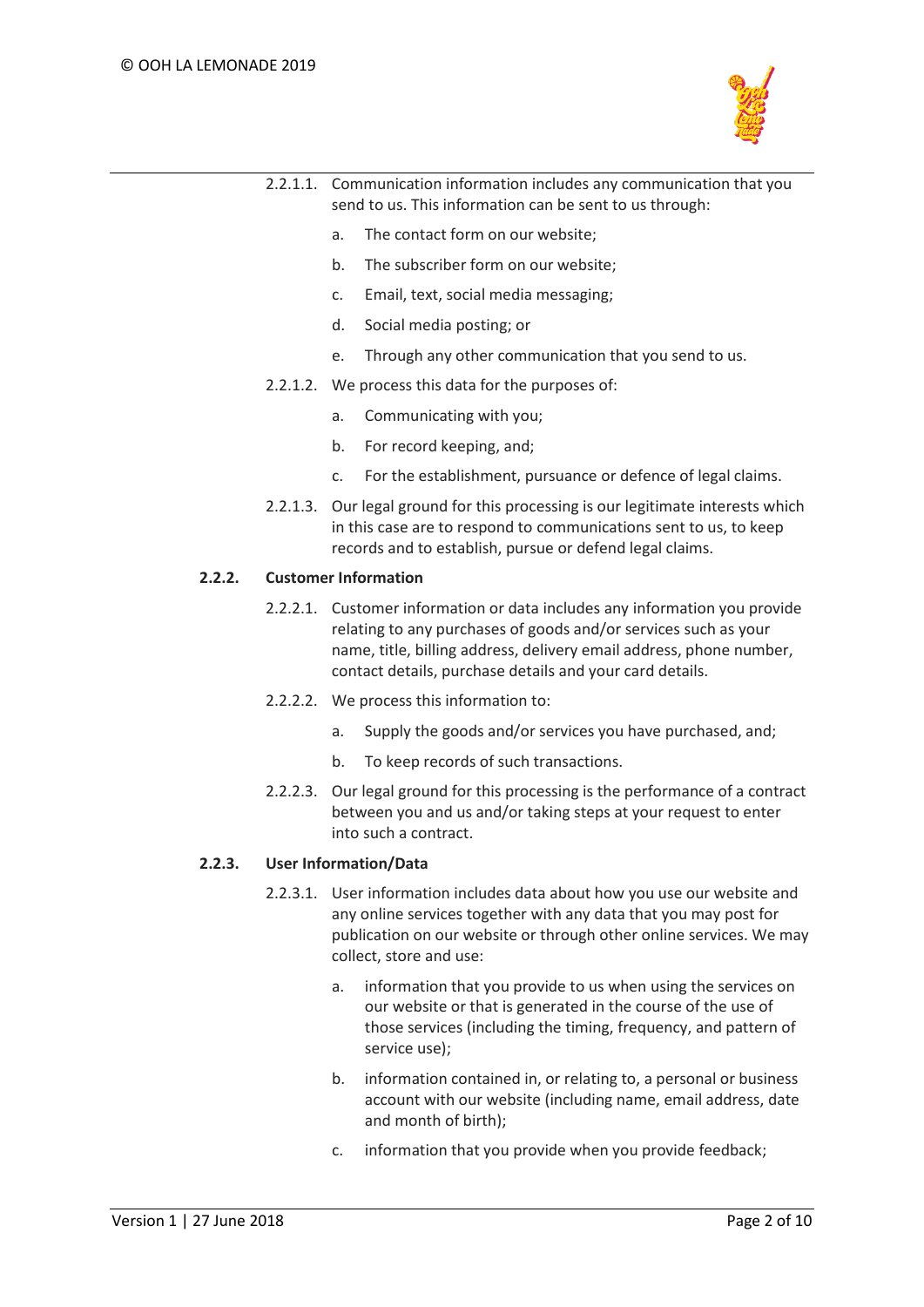2.2.1.1. Communication information includes any communication that you send to us. This information can be sent to us through:

a. The contact form on our website;

b. The subscriber form on our website;

c. Email, text, social media messaging;

d. Social media posting; or

e. Through any other communication that you send to us.

2.2.1.2. We process this data for the purposes of:

a. Communicating with you;

b. For record keeping, and;

c. For the establishment, pursuance or defence of legal claims.

2.2.1.3. Our legal ground for this processing is our legitimate interests which in this case are to respond to communications sent to us, to keep records and to establish, pursue or defend legal claims.

**2.2.2. Customer Information**

2.2.2.1. Customer information or data includes any information you provide relating to any purchases of goods and/or services such as your name, title, billing address, delivery email address, phone number, contact details, purchase details and your card details.

2.2.2.2. We process this information to:

a. Supply the goods and/or services you have purchased, and;

b. To keep records of such transactions.

2.2.2.3. Our legal ground for this processing is the performance of a contract between you and us and/or taking steps at your request to enter into such a contract.

**2.2.3. User Information/Data**

2.2.3.1. User information includes data about how you use our website and any online services together with any data that you may post for publication on our website or through other online services. We may collect, store and use:

a. information that you provide to us when using the services on our website or that is generated in the course of the use of those services (including the timing, frequency, and pattern of service use);

b. information contained in, or relating to, a personal or business account with our website (including name, email address, date and month of birth);

c. information that you provide when you provide feedback;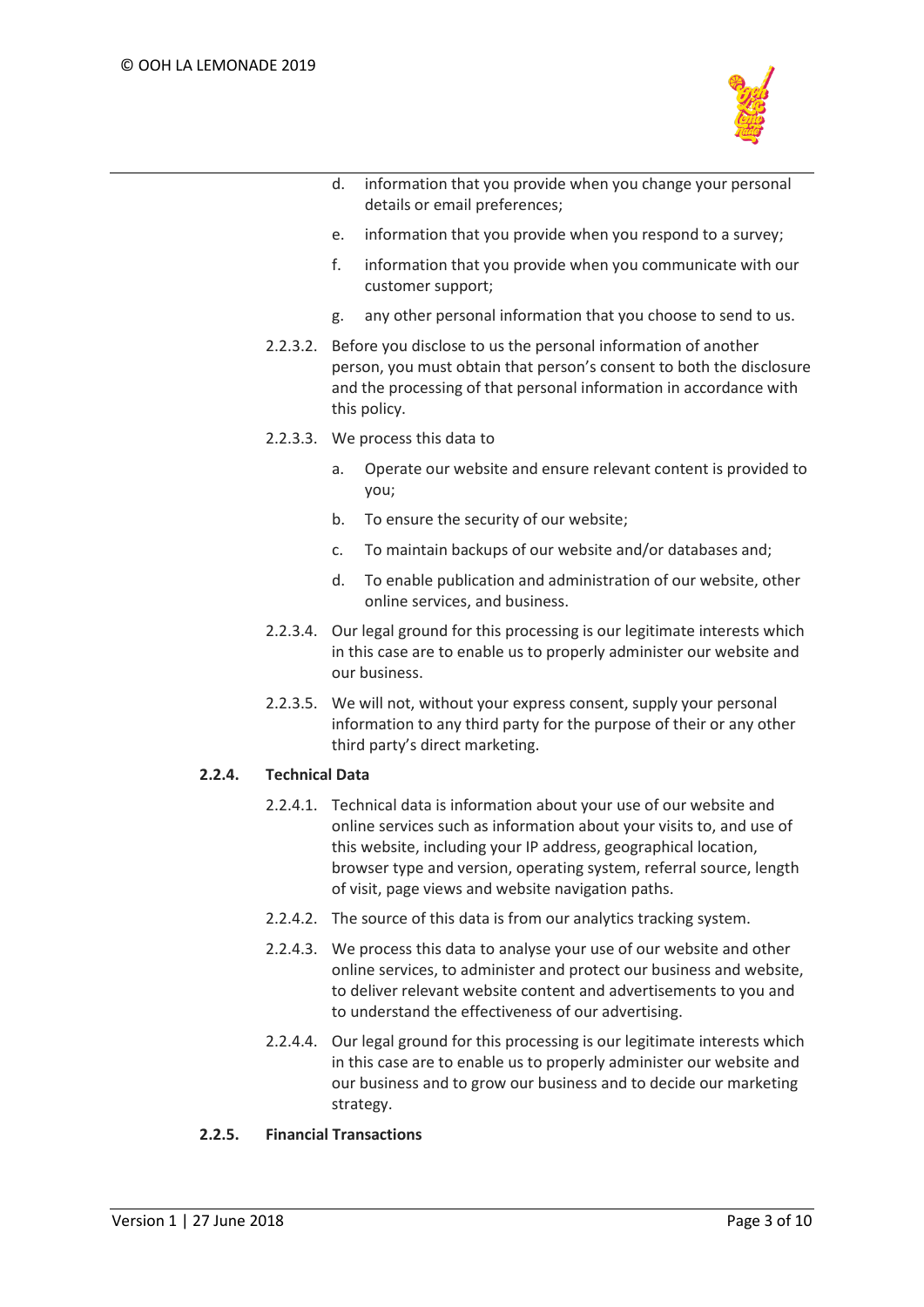d. information that you provide when you change your personal details or email preferences;

e. information that you provide when you respond to a survey;

f. information that you provide when you communicate with our customer support;

g. any other personal information that you choose to send to us.

2.2.3.2. Before you disclose to us the personal information of another person, you must obtain that person's consent to both the disclosure and the processing of that personal information in accordance with this policy.

2.2.3.3. We process this data to

a. Operate our website and ensure relevant content is provided to you;

b. To ensure the security of our website;

c. To maintain backups of our website and/or databases and;

d. To enable publication and administration of our website, other online services, and business.

2.2.3.4. Our legal ground for this processing is our legitimate interests which in this case are to enable us to properly administer our website and our business.

2.2.3.5. We will not, without your express consent, supply your personal information to any third party for the purpose of their or any other third party's direct marketing.

**2.2.4. Technical Data**

2.2.4.1. Technical data is information about your use of our website and online services such as information about your visits to, and use of this website, including your IP address, geographical location, browser type and version, operating system, referral source, length of visit, page views and website navigation paths.

2.2.4.2. The source of this data is from our analytics tracking system.

2.2.4.3. We process this data to analyse your use of our website and other online services, to administer and protect our business and website, to deliver relevant website content and advertisements to you and to understand the effectiveness of our advertising.

2.2.4.4. Our legal ground for this processing is our legitimate interests which in this case are to enable us to properly administer our website and our business and to grow our business and to decide our marketing strategy.

**2.2.5. Financial Transactions**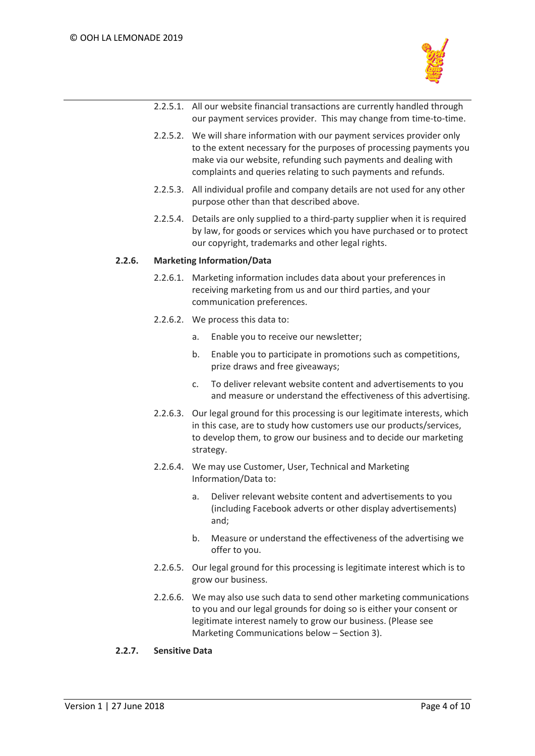2.2.5.1. All our website financial transactions are currently handled through our payment services provider. This may change from time-to-time.

2.2.5.2. We will share information with our payment services provider only to the extent necessary for the purposes of processing payments you make via our website, refunding such payments and dealing with complaints and queries relating to such payments and refunds.

2.2.5.3. All individual profile and company details are not used for any other purpose other than that described above.

2.2.5.4. Details are only supplied to a third-party supplier when it is required by law, for goods or services which you have purchased or to protect our copyright, trademarks and other legal rights.

#### 2.2.6. Marketing Information/Data

2.2.6.1. Marketing information includes data about your preferences in receiving marketing from us and our third parties, and your communication preferences.

2.2.6.2. We process this data to:

a. Enable you to receive our newsletter;

b. Enable you to participate in promotions such as competitions, prize draws and free giveaways;

c. To deliver relevant website content and advertisements to you and measure or understand the effectiveness of this advertising.

2.2.6.3. Our legal ground for this processing is our legitimate interests, which in this case, are to study how customers use our products/services, to develop them, to grow our business and to decide our marketing strategy.

2.2.6.4. We may use Customer, User, Technical and Marketing Information/Data to:

a. Deliver relevant website content and advertisements to you (including Facebook adverts or other display advertisements) and;

b. Measure or understand the effectiveness of the advertising we offer to you.

2.2.6.5. Our legal ground for this processing is legitimate interest which is to grow our business.

2.2.6.6. We may also use such data to send other marketing communications to you and our legal grounds for doing so is either your consent or legitimate interest namely to grow our business. (Please see Marketing Communications below – Section 3).

#### 2.2.7. Sensitive Data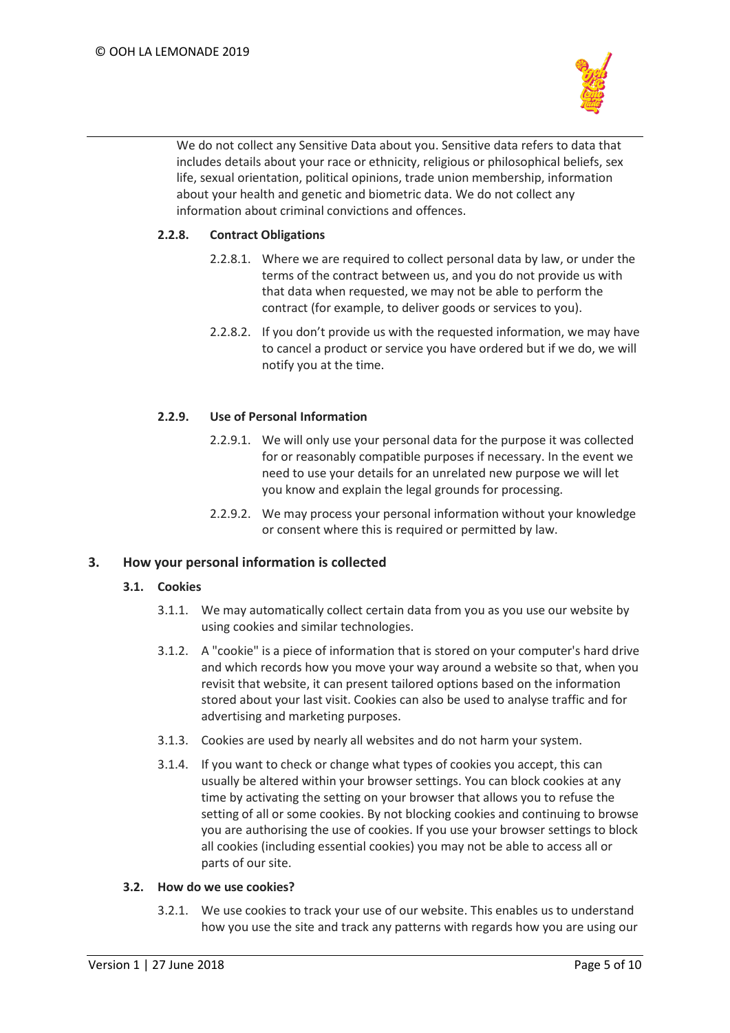We do not collect any Sensitive Data about you. Sensitive data refers to data that includes details about your race or ethnicity, religious or philosophical beliefs, sex life, sexual orientation, political opinions, trade union membership, information about your health and genetic and biometric data. We do not collect any information about criminal convictions and offences.

#### 2.2.8. Contract Obligations

2.2.8.1. Where we are required to collect personal data by law, or under the terms of the contract between us, and you do not provide us with that data when requested, we may not be able to perform the contract (for example, to deliver goods or services to you).

2.2.8.2. If you don't provide us with the requested information, we may have to cancel a product or service you have ordered but if we do, we will notify you at the time.

#### 2.2.9. Use of Personal Information

2.2.9.1. We will only use your personal data for the purpose it was collected for or reasonably compatible purposes if necessary. In the event we need to use your details for an unrelated new purpose we will let you know and explain the legal grounds for processing.

2.2.9.2. We may process your personal information without your knowledge or consent where this is required or permitted by law.

## 3. How your personal information is collected

### 3.1. Cookies

3.1.1. We may automatically collect certain data from you as you use our website by using cookies and similar technologies.

3.1.2. A "cookie" is a piece of information that is stored on your computer's hard drive and which records how you move your way around a website so that, when you revisit that website, it can present tailored options based on the information stored about your last visit. Cookies can also be used to analyse traffic and for advertising and marketing purposes.

3.1.3. Cookies are used by nearly all websites and do not harm your system.

3.1.4. If you want to check or change what types of cookies you accept, this can usually be altered within your browser settings. You can block cookies at any time by activating the setting on your browser that allows you to refuse the setting of all or some cookies. By not blocking cookies and continuing to browse you are authorising the use of cookies. If you use your browser settings to block all cookies (including essential cookies) you may not be able to access all or parts of our site.

### 3.2. How do we use cookies?

3.2.1. We use cookies to track your use of our website. This enables us to understand how you use the site and track any patterns with regards how you are using our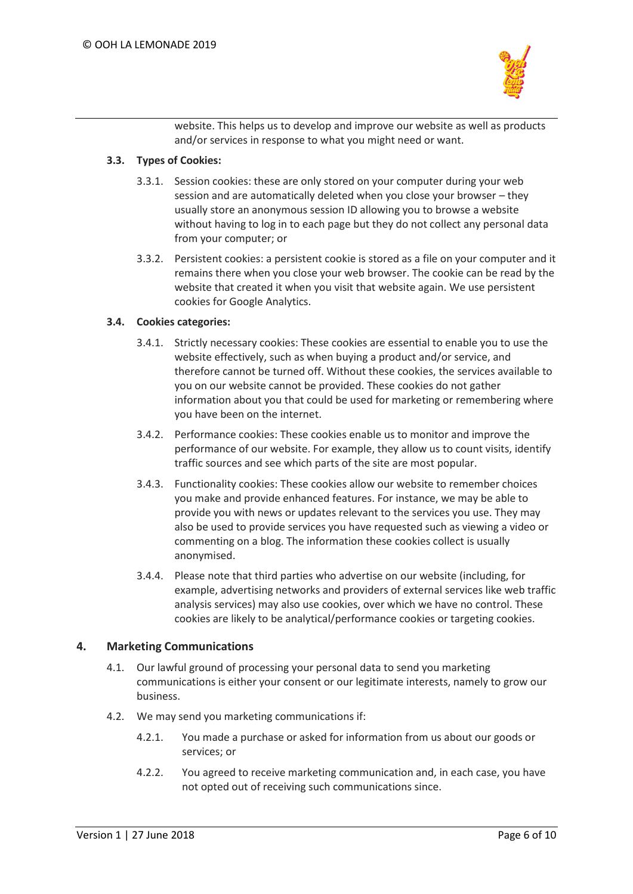website. This helps us to develop and improve our website as well as products and/or services in response to what you might need or want.

**3.3. Types of Cookies:**

3.3.1. Session cookies: these are only stored on your computer during your web session and are automatically deleted when you close your browser – they usually store an anonymous session ID allowing you to browse a website without having to log in to each page but they do not collect any personal data from your computer; or

3.3.2. Persistent cookies: a persistent cookie is stored as a file on your computer and it remains there when you close your web browser. The cookie can be read by the website that created it when you visit that website again. We use persistent cookies for Google Analytics.

**3.4. Cookies categories:**

3.4.1. Strictly necessary cookies: These cookies are essential to enable you to use the website effectively, such as when buying a product and/or service, and therefore cannot be turned off. Without these cookies, the services available to you on our website cannot be provided. These cookies do not gather information about you that could be used for marketing or remembering where you have been on the internet.

3.4.2. Performance cookies: These cookies enable us to monitor and improve the performance of our website. For example, they allow us to count visits, identify traffic sources and see which parts of the site are most popular.

3.4.3. Functionality cookies: These cookies allow our website to remember choices you make and provide enhanced features. For instance, we may be able to provide you with news or updates relevant to the services you use. They may also be used to provide services you have requested such as viewing a video or commenting on a blog. The information these cookies collect is usually anonymised.

3.4.4. Please note that third parties who advertise on our website (including, for example, advertising networks and providers of external services like web traffic analysis services) may also use cookies, over which we have no control. These cookies are likely to be analytical/performance cookies or targeting cookies.

## 4. Marketing Communications

4.1. Our lawful ground of processing your personal data to send you marketing communications is either your consent or our legitimate interests, namely to grow our business.

4.2. We may send you marketing communications if:

4.2.1. You made a purchase or asked for information from us about our goods or services; or

4.2.2. You agreed to receive marketing communication and, in each case, you have not opted out of receiving such communications since.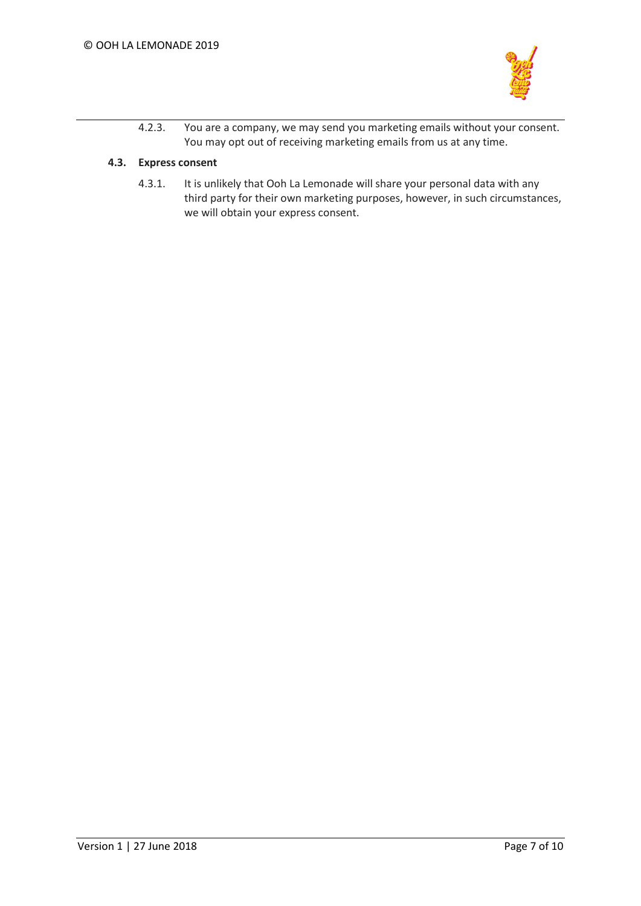4.2.3. You are a company, we may send you marketing emails without your consent. You may opt out of receiving marketing emails from us at any time.

### 4.3. Express consent

4.3.1. It is unlikely that Ooh La Lemonade will share your personal data with any third party for their own marketing purposes, however, in such circumstances, we will obtain your express consent.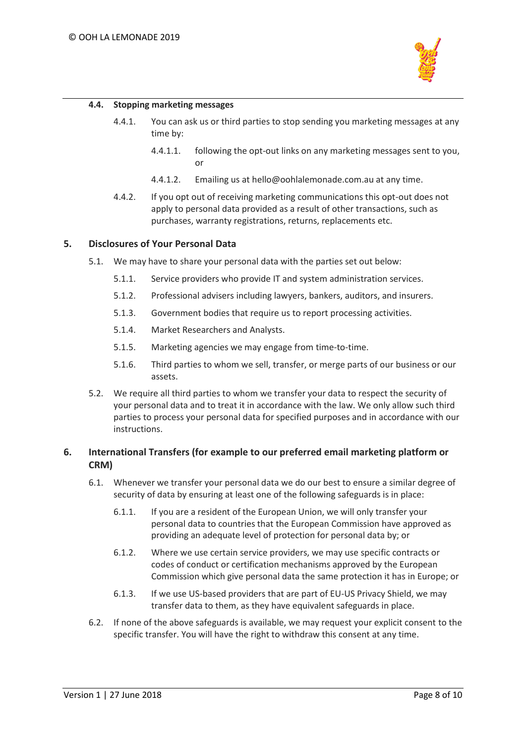### 4.4. Stopping marketing messages

4.4.1. You can ask us or third parties to stop sending you marketing messages at any time by:

4.4.1.1. following the opt-out links on any marketing messages sent to you, or

4.4.1.2. Emailing us at hello@oohlalemonade.com.au at any time.

4.4.2. If you opt out of receiving marketing communications this opt-out does not apply to personal data provided as a result of other transactions, such as purchases, warranty registrations, returns, replacements etc.

## 5. Disclosures of Your Personal Data

5.1. We may have to share your personal data with the parties set out below:

5.1.1. Service providers who provide IT and system administration services.

5.1.2. Professional advisers including lawyers, bankers, auditors, and insurers.

5.1.3. Government bodies that require us to report processing activities.

5.1.4. Market Researchers and Analysts.

5.1.5. Marketing agencies we may engage from time-to-time.

5.1.6. Third parties to whom we sell, transfer, or merge parts of our business or our assets.

5.2. We require all third parties to whom we transfer your data to respect the security of your personal data and to treat it in accordance with the law. We only allow such third parties to process your personal data for specified purposes and in accordance with our instructions.

## 6. International Transfers (for example to our preferred email marketing platform or CRM)

6.1. Whenever we transfer your personal data we do our best to ensure a similar degree of security of data by ensuring at least one of the following safeguards is in place:

6.1.1. If you are a resident of the European Union, we will only transfer your personal data to countries that the European Commission have approved as providing an adequate level of protection for personal data by; or

6.1.2. Where we use certain service providers, we may use specific contracts or codes of conduct or certification mechanisms approved by the European Commission which give personal data the same protection it has in Europe; or

6.1.3. If we use US-based providers that are part of EU-US Privacy Shield, we may transfer data to them, as they have equivalent safeguards in place.

6.2. If none of the above safeguards is available, we may request your explicit consent to the specific transfer. You will have the right to withdraw this consent at any time.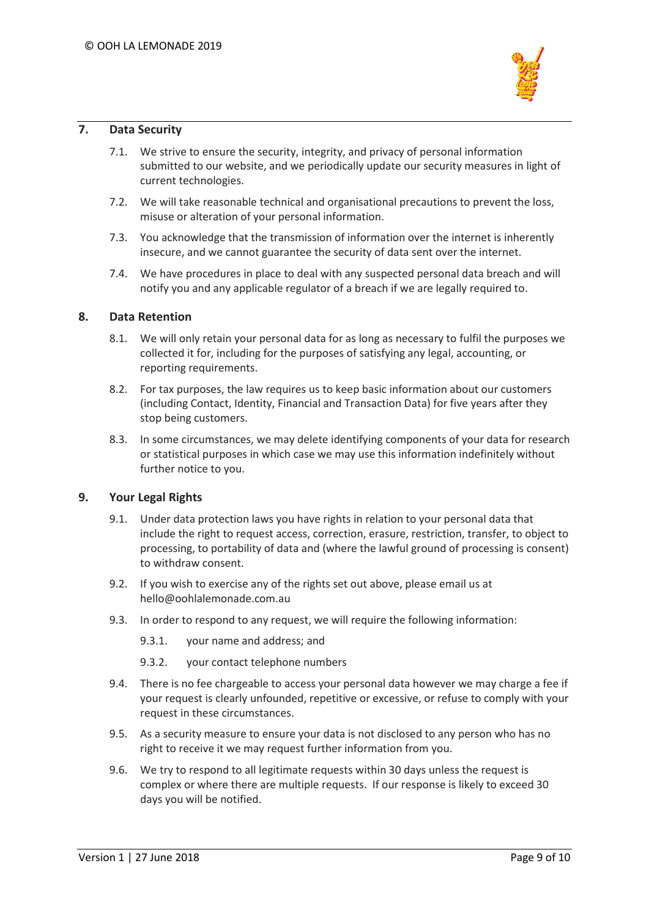## 7. Data Security

7.1. We strive to ensure the security, integrity, and privacy of personal information submitted to our website, and we periodically update our security measures in light of current technologies.

7.2. We will take reasonable technical and organisational precautions to prevent the loss, misuse or alteration of your personal information.

7.3. You acknowledge that the transmission of information over the internet is inherently insecure, and we cannot guarantee the security of data sent over the internet.

7.4. We have procedures in place to deal with any suspected personal data breach and will notify you and any applicable regulator of a breach if we are legally required to.

## 8. Data Retention

8.1. We will only retain your personal data for as long as necessary to fulfil the purposes we collected it for, including for the purposes of satisfying any legal, accounting, or reporting requirements.

8.2. For tax purposes, the law requires us to keep basic information about our customers (including Contact, Identity, Financial and Transaction Data) for five years after they stop being customers.

8.3. In some circumstances, we may delete identifying components of your data for research or statistical purposes in which case we may use this information indefinitely without further notice to you.

## 9. Your Legal Rights

9.1. Under data protection laws you have rights in relation to your personal data that include the right to request access, correction, erasure, restriction, transfer, to object to processing, to portability of data and (where the lawful ground of processing is consent) to withdraw consent.

9.2. If you wish to exercise any of the rights set out above, please email us at hello@oohlalemonade.com.au

9.3. In order to respond to any request, we will require the following information:

9.3.1. your name and address; and

9.3.2. your contact telephone numbers

9.4. There is no fee chargeable to access your personal data however we may charge a fee if your request is clearly unfounded, repetitive or excessive, or refuse to comply with your request in these circumstances.

9.5. As a security measure to ensure your data is not disclosed to any person who has no right to receive it we may request further information from you.

9.6. We try to respond to all legitimate requests within 30 days unless the request is complex or where there are multiple requests. If our response is likely to exceed 30 days you will be notified.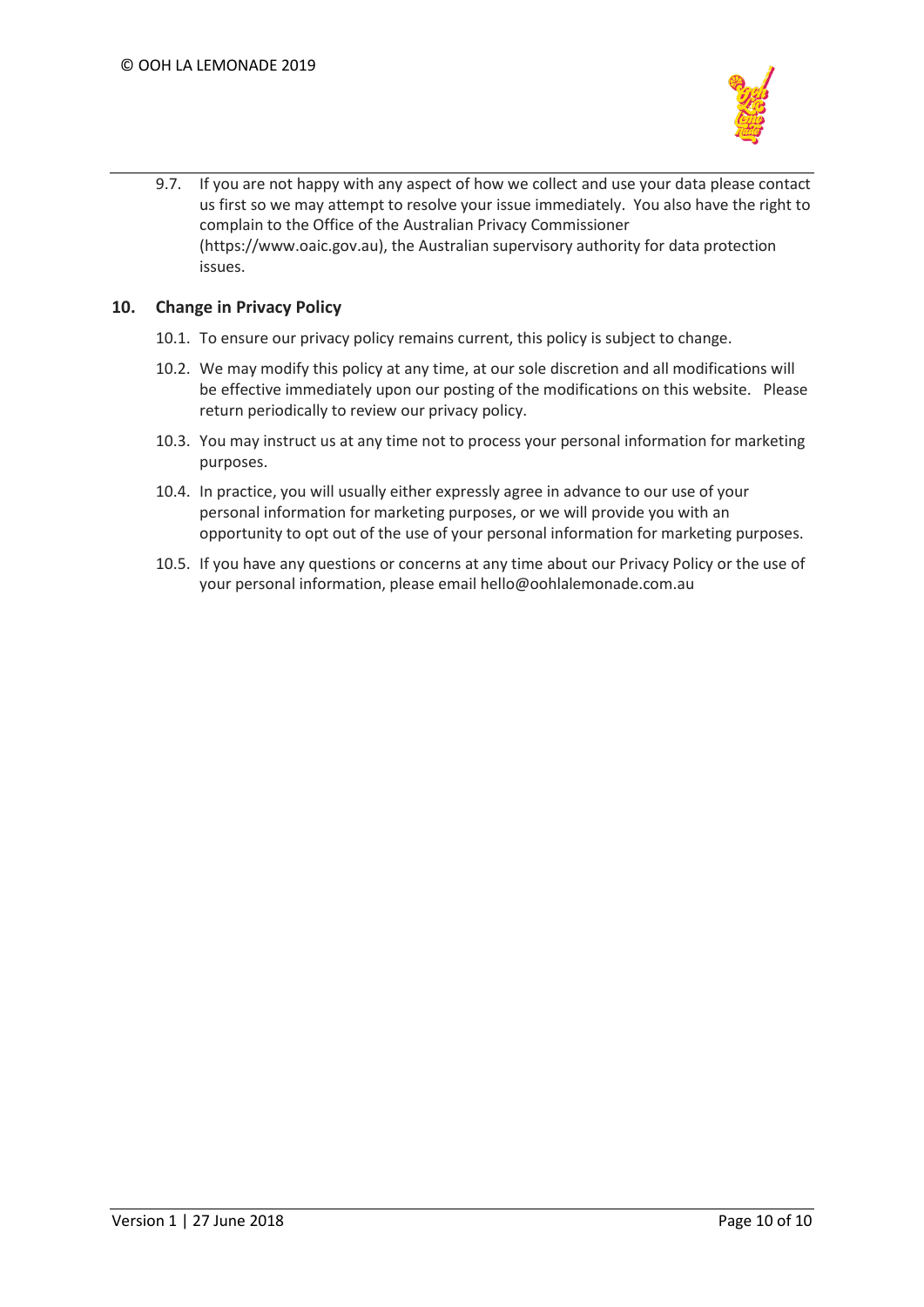9.7. If you are not happy with any aspect of how we collect and use your data please contact us first so we may attempt to resolve your issue immediately. You also have the right to complain to the Office of the Australian Privacy Commissioner (https://www.oaic.gov.au), the Australian supervisory authority for data protection issues.

## 10. Change in Privacy Policy

10.1. To ensure our privacy policy remains current, this policy is subject to change.

10.2. We may modify this policy at any time, at our sole discretion and all modifications will be effective immediately upon our posting of the modifications on this website. Please return periodically to review our privacy policy.

10.3. You may instruct us at any time not to process your personal information for marketing purposes.

10.4. In practice, you will usually either expressly agree in advance to our use of your personal information for marketing purposes, or we will provide you with an opportunity to opt out of the use of your personal information for marketing purposes.

10.5. If you have any questions or concerns at any time about our Privacy Policy or the use of your personal information, please email hello@oohlalemonade.com.au